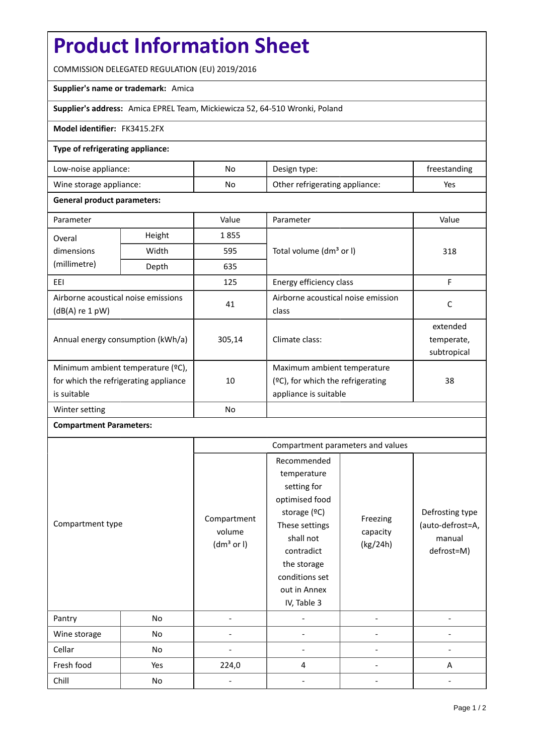# Product Information Sheet

COMMISSION DELEGATED REGULATION (EU) 2019/2016

**Supplier's name or trademark:** Amica

**Supplier's address:** Amica EPREL Team, Mickiewicza 52, 64-510 Wronki, Poland

**Model identifier:** FK3415.2FX

**Type of refrigerating appliance:**

| | | | |
|---|---|---|---|
| Low-noise appliance: | No | Design type: | freestanding |
| Wine storage appliance: | No | Other refrigerating appliance: | Yes |

**General product parameters:**

| Parameter | | Value | Parameter | Value |
|---|---|---|---|---|
| Overal dimensions (millimetre) | Height | 1 855 | Total volume (dm³ or l) | 318 |
| | Width | 595 | | |
| | Depth | 635 | | |
| EEI | | 125 | Energy efficiency class | F |
| Airborne acoustical noise emissions (dB(A) re 1 pW) | | 41 | Airborne acoustical noise emission class | C |
| Annual energy consumption (kWh/a) | | 305,14 | Climate class: | extended temperate, subtropical |
| Minimum ambient temperature (ºC), for which the refrigerating appliance is suitable | | 10 | Maximum ambient temperature (ºC), for which the refrigerating appliance is suitable | 38 |
| Winter setting | | No | | |

**Compartment Parameters:**

| Compartment type | | Compartment volume (dm³ or l) | Recommended temperature setting for optimised food storage (ºC) These settings shall not contradict the storage conditions set out in Annex IV, Table 3 | Freezing capacity (kg/24h) | Defrosting type (auto-defrost=A, manual defrost=M) |
|---|---|---|---|---|---|
| Pantry | No | - | - | - | - |
| Wine storage | No | - | - | - | - |
| Cellar | No | - | - | - | - |
| Fresh food | Yes | 224,0 | 4 | - | A |
| Chill | No | - | - | - | - |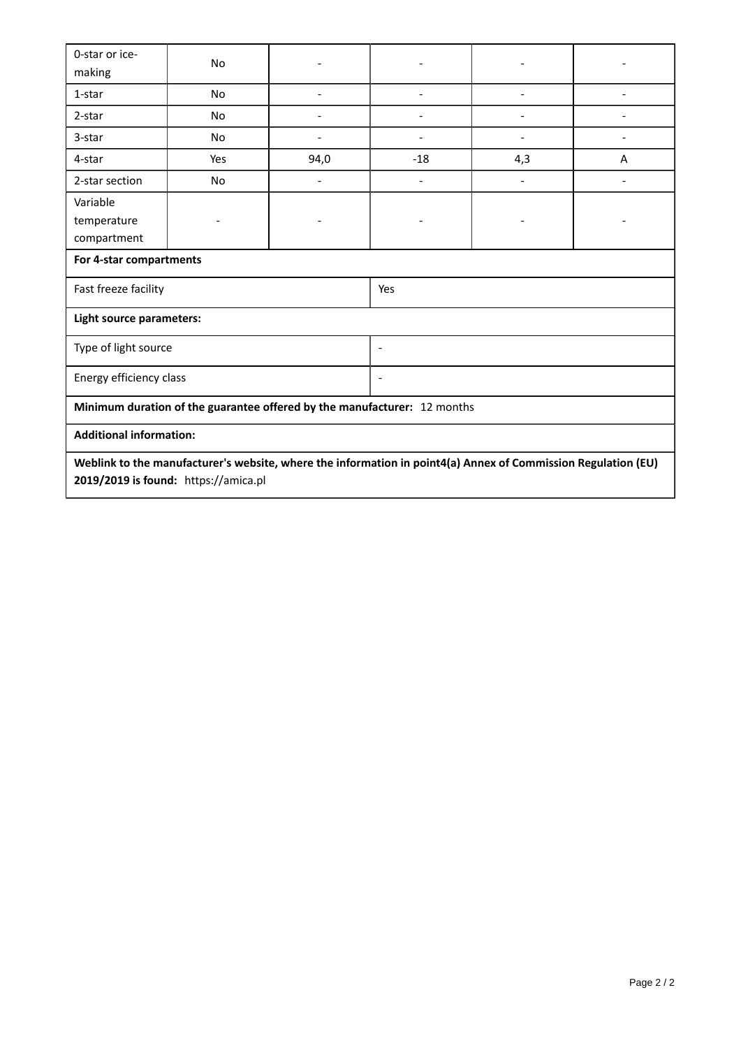| | | | | | |
|---|---|---|---|---|---|
| 0-star or ice-making | No | - | - | - | - |
| 1-star | No | - | - | - | - |
| 2-star | No | - | - | - | - |
| 3-star | No | - | - | - | - |
| 4-star | Yes | 94,0 | -18 | 4,3 | A |
| 2-star section | No | - | - | - | - |
| Variable temperature compartment | - | - | - | - | - |

| | |
|---|---|
| **For 4-star compartments** | |
| Fast freeze facility | Yes |
| **Light source parameters:** | |
| Type of light source | - |
| Energy efficiency class | - |

**Minimum duration of the guarantee offered by the manufacturer:** 12 months

**Additional information:**

**Weblink to the manufacturer's website, where the information in point4(a) Annex of Commission Regulation (EU) 2019/2019 is found:** https://amica.pl